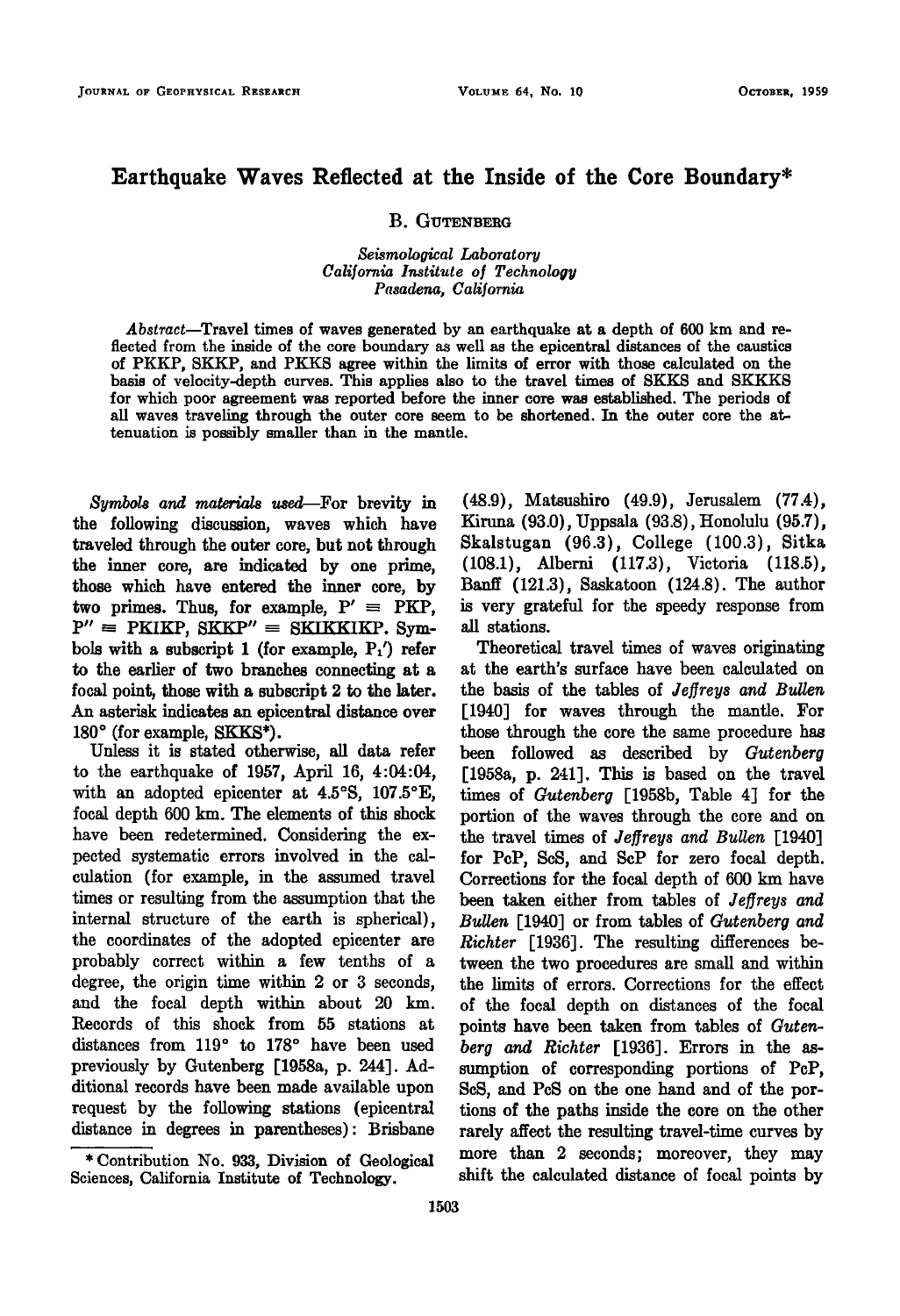# Earthquake Waves Reflected at the Inside of the Core Boundary*

B. GUTENBERG

*Seismological Laboratory*
*California Institute of Technology*
*Pasadena, California*

*Abstract*—Travel times of waves generated by an earthquake at a depth of 600 km and reflected from the inside of the core boundary as well as the epicentral distances of the caustics of PKKP, SKKP, and PKKS agree within the limits of error with those calculated on the basis of velocity-depth curves. This applies also to the travel times of SKKS and SKKKS for which poor agreement was reported before the inner core was established. The periods of all waves traveling through the outer core seem to be shortened. In the outer core the attenuation is possibly smaller than in the mantle.

*Symbols and materials used*—For brevity in the following discussion, waves which have traveled through the outer core, but not through the inner core, are indicated by one prime, those which have entered the inner core, by two primes. Thus, for example, P′ ≡ PKP, P″ ≡ PKIKP, SKKP″ ≡ SKIKKIKP. Symbols with a subscript 1 (for example, $P_1'$) refer to the earlier of two branches connecting at a focal point, those with a subscript 2 to the later. An asterisk indicates an epicentral distance over 180° (for example, SKKS*).

Unless it is stated otherwise, all data refer to the earthquake of 1957, April 16, 4:04:04, with an adopted epicenter at 4.5°S, 107.5°E, focal depth 600 km. The elements of this shock have been redetermined. Considering the expected systematic errors involved in the calculation (for example, in the assumed travel times or resulting from the assumption that the internal structure of the earth is spherical), the coordinates of the adopted epicenter are probably correct within a few tenths of a degree, the origin time within 2 or 3 seconds, and the focal depth within about 20 km. Records of this shock from 55 stations at distances from 119° to 178° have been used previously by Gutenberg [1958a, p. 244]. Additional records have been made available upon request by the following stations (epicentral distance in degrees in parentheses): Brisbane (48.9), Matsushiro (49.9), Jerusalem (77.4), Kiruna (93.0), Uppsala (93.8), Honolulu (95.7), Skalstugan (96.3), College (100.3), Sitka (108.1), Alberni (117.3), Victoria (118.5), Banff (121.3), Saskatoon (124.8). The author is very grateful for the speedy response from all stations.

Theoretical travel times of waves originating at the earth's surface have been calculated on the basis of the tables of *Jeffreys and Bullen* [1940] for waves through the mantle. For those through the core the same procedure has been followed as described by *Gutenberg* [1958a, p. 241]. This is based on the travel times of *Gutenberg* [1958b, Table 4] for the portion of the waves through the core and on the travel times of *Jeffreys and Bullen* [1940] for PcP, ScS, and ScP for zero focal depth. Corrections for the focal depth of 600 km have been taken either from tables of *Jeffreys and Bullen* [1940] or from tables of *Gutenberg and Richter* [1936]. The resulting differences between the two procedures are small and within the limits of errors. Corrections for the effect of the focal depth on distances of the focal points have been taken from tables of *Gutenberg and Richter* [1936]. Errors in the assumption of corresponding portions of PcP, ScS, and PcS on the one hand and of the portions of the paths inside the core on the other rarely affect the resulting travel-time curves by more than 2 seconds; moreover, they may shift the calculated distance of focal points by

* Contribution No. 933, Division of Geological Sciences, California Institute of Technology.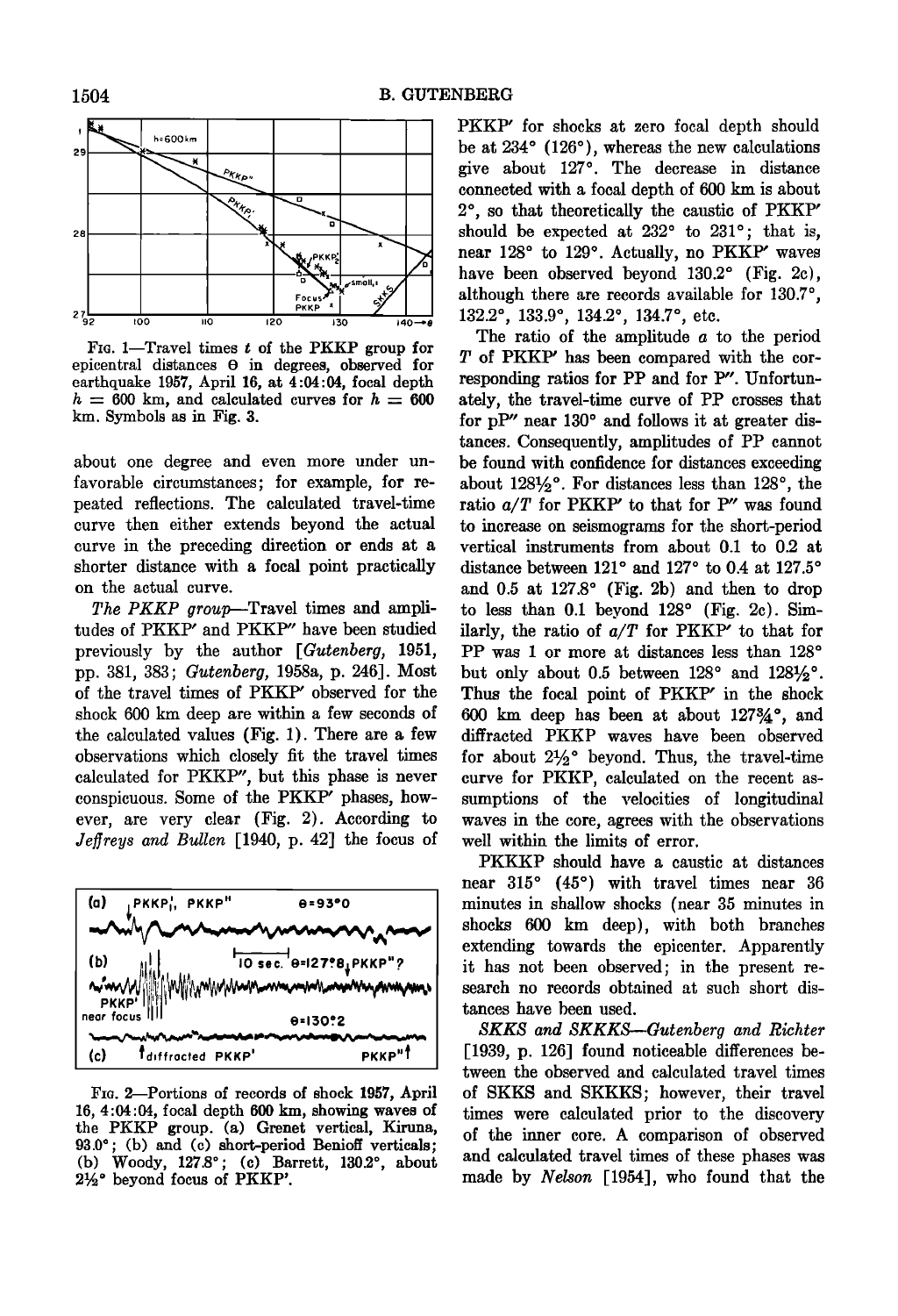h=600km

PKKP''

PKKP'₁

PKKP'₂

Focus PKKP

small

SKS

29

28

27

92 100 110 120 130 140→θ

FIG. 1—Travel times $t$ of the PKKP group for epicentral distances Θ in degrees, observed for earthquake 1957, April 16, at 4:04:04, focal depth $h$ = 600 km, and calculated curves for $h$ = 600 km. Symbols as in Fig. 3.

about one degree and even more under unfavorable circumstances; for example, for repeated reflections. The calculated travel-time curve then either extends beyond the actual curve in the preceding direction or ends at a shorter distance with a focal point practically on the actual curve.

*The PKKP group*—Travel times and amplitudes of PKKP' and PKKP'' have been studied previously by the author [*Gutenberg*, 1951, pp. 381, 383; *Gutenberg*, 1958a, p. 246]. Most of the travel times of PKKP' observed for the shock 600 km deep are within a few seconds of the calculated values (Fig. 1). There are a few observations which closely fit the travel times calculated for PKKP'', but this phase is never conspicuous. Some of the PKKP' phases, however, are very clear (Fig. 2). According to *Jeffreys and Bullen* [1940, p. 42] the focus of

(a) PKKP'₁, PKKP'' θ=93°0

(b) 10 sec. θ=127°8 PKKP''? PKKP' near focus

θ=130°2

(c) diffracted PKKP' PKKP''

FIG. 2—Portions of records of shock 1957, April 16, 4:04:04, focal depth 600 km, showing waves of the PKKP group. (a) Grenet vertical, Kiruna, 93.0°; (b) and (c) short-period Benioff verticals; (b) Woody, 127.8°; (c) Barrett, 130.2°, about 2½° beyond focus of PKKP'.

PKKP' for shocks at zero focal depth should be at 234° (126°), whereas the new calculations give about 127°. The decrease in distance connected with a focal depth of 600 km is about 2°, so that theoretically the caustic of PKKP' should be expected at 232° to 231°; that is, near 128° to 129°. Actually, no PKKP' waves have been observed beyond 130.2° (Fig. 2c), although there are records available for 130.7°, 132.2°, 133.9°, 134.2°, 134.7°, etc.

The ratio of the amplitude $a$ to the period $T$ of PKKP' has been compared with the corresponding ratios for PP and for P''. Unfortunately, the travel-time curve of PP crosses that for pP'' near 130° and follows it at greater distances. Consequently, amplitudes of PP cannot be found with confidence for distances exceeding about 128½°. For distances less than 128°, the ratio $a/T$ for PKKP' to that for P'' was found to increase on seismograms for the short-period vertical instruments from about 0.1 to 0.2 at distance between 121° and 127° to 0.4 at 127.5° and 0.5 at 127.8° (Fig. 2b) and then to drop to less than 0.1 beyond 128° (Fig. 2c). Similarly, the ratio of $a/T$ for PKKP' to that for PP was 1 or more at distances less than 128° but only about 0.5 between 128° and 128½°. Thus the focal point of PKKP' in the shock 600 km deep has been at about 127¾°, and diffracted PKKP waves have been observed for about 2½° beyond. Thus, the travel-time curve for PKKP, calculated on the recent assumptions of the velocities of longitudinal waves in the core, agrees with the observations well within the limits of error.

PKKKP should have a caustic at distances near 315° (45°) with travel times near 36 minutes in shallow shocks (near 35 minutes in shocks 600 km deep), with both branches extending towards the epicenter. Apparently it has not been observed; in the present research no records obtained at such short distances have been used.

*SKKS and SKKKS*—*Gutenberg and Richter* [1939, p. 126] found noticeable differences between the observed and calculated travel times of SKKS and SKKKS; however, their travel times were calculated prior to the discovery of the inner core. A comparison of observed and calculated travel times of these phases was made by *Nelson* [1954], who found that the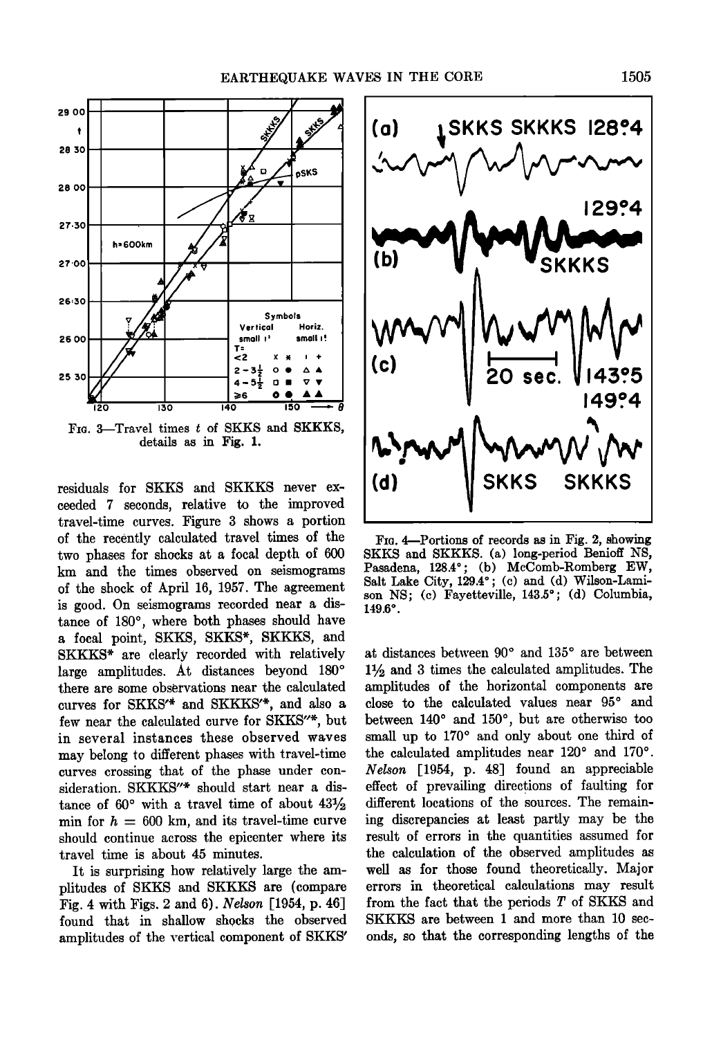29 00
t
28 30
28 00
27·30
27·00
26·30
26 00
25 30
120 130 140 150 θ
h=600km
SKKKS
SKKS
pSKS
Symbols
Vertical Horiz.
small i' small i!
T=
<2
2-3½
4-5½
≥6

FIG. 3—Travel times $t$ of SKKS and SKKKS, details as in Fig. 1.

residuals for SKKS and SKKKS never exceeded 7 seconds, relative to the improved travel-time curves. Figure 3 shows a portion of the recently calculated travel times of the two phases for shocks at a focal depth of 600 km and the times observed on seismograms of the shock of April 16, 1957. The agreement is good. On seismograms recorded near a distance of 180°, where both phases should have a focal point, SKKS, SKKS*, SKKKS, and SKKKS* are clearly recorded with relatively large amplitudes. At distances beyond 180° there are some observations near the calculated curves for SKKS′* and SKKKS′*, and also a few near the calculated curve for SKKS″*, but in several instances these observed waves may belong to different phases with travel-time curves crossing that of the phase under consideration. SKKKS″* should start near a distance of 60° with a travel time of about 43½ min for $h = 600$ km, and its travel-time curve should continue across the epicenter where its travel time is about 45 minutes.

It is surprising how relatively large the amplitudes of SKKS and SKKKS are (compare Fig. 4 with Figs. 2 and 6). *Nelson* [1954, p. 46] found that in shallow shocks the observed amplitudes of the vertical component of SKKS′ at distances between 90° and 135° are between 1½ and 3 times the calculated amplitudes. The amplitudes of the horizontal components are close to the calculated values near 95° and between 140° and 150°, but are otherwise too small up to 170° and only about one third of the calculated amplitudes near 120° and 170°. *Nelson* [1954, p. 48] found an appreciable effect of prevailing directions of faulting for different locations of the sources. The remaining discrepancies at least partly may be the result of errors in the quantities assumed for the calculation of the observed amplitudes as well as for those found theoretically. Major errors in theoretical calculations may result from the fact that the periods $T$ of SKKS and SKKKS are between 1 and more than 10 seconds, so that the corresponding lengths of the

(a) SKKS SKKKS 128°4
129°4
(b) SKKKS
(c) 20 sec. 143°5
149°4
(d) SKKS SKKKS

FIG. 4—Portions of records as in Fig. 2, showing SKKS and SKKKS. (a) long-period Benioff NS, Pasadena, 128.4°; (b) McComb-Romberg EW, Salt Lake City, 129.4°; (c) and (d) Wilson-Lamison NS; (c) Fayetteville, 143.5°; (d) Columbia, 149.6°.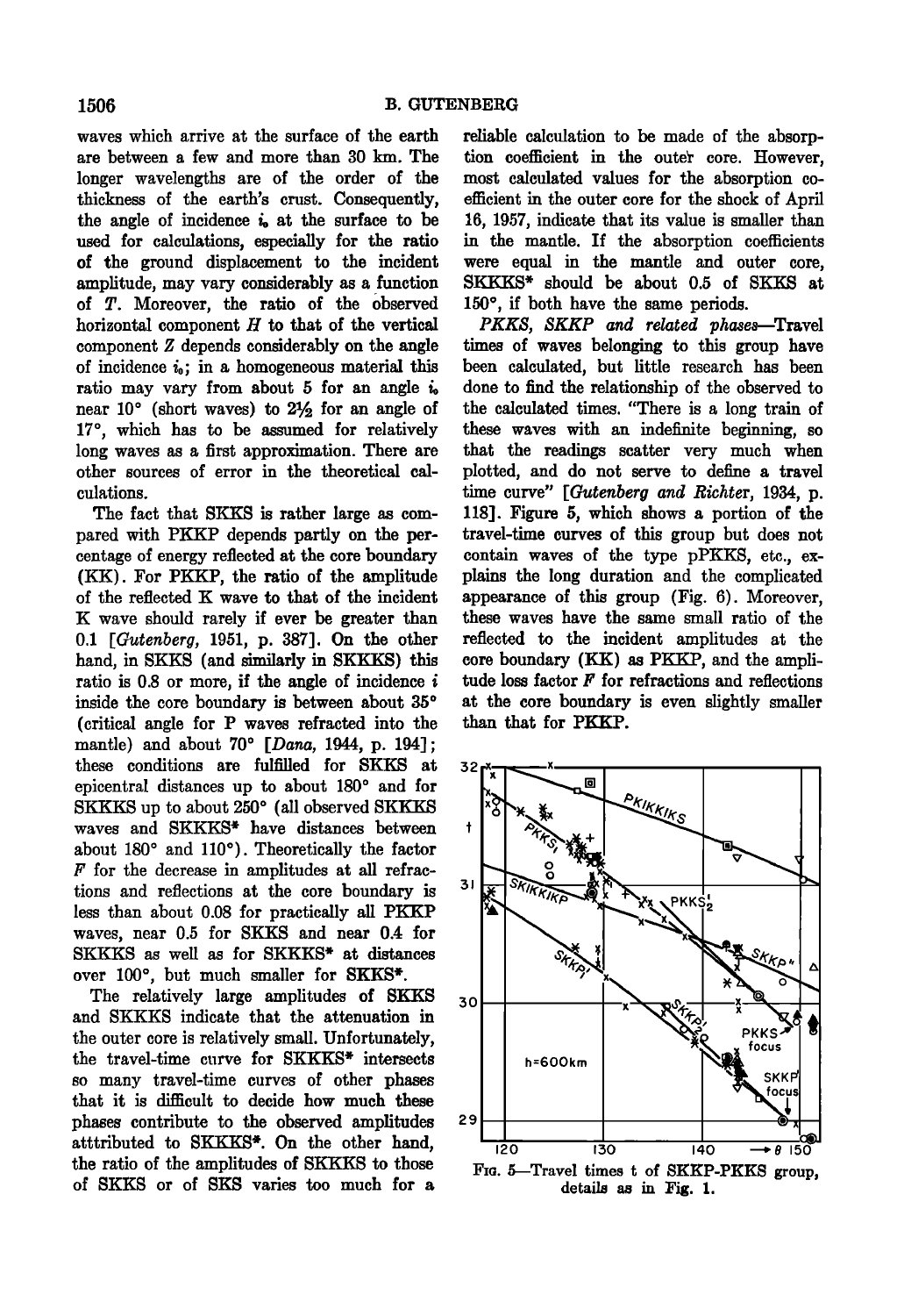waves which arrive at the surface of the earth are between a few and more than 30 km. The longer wavelengths are of the order of the thickness of the earth's crust. Consequently, the angle of incidence $i_0$ at the surface to be used for calculations, especially for the ratio of the ground displacement to the incident amplitude, may vary considerably as a function of $T$. Moreover, the ratio of the observed horizontal component $H$ to that of the vertical component $Z$ depends considerably on the angle of incidence $i_0$; in a homogeneous material this ratio may vary from about 5 for an angle $i_0$ near 10° (short waves) to 2½ for an angle of 17°, which has to be assumed for relatively long waves as a first approximation. There are other sources of error in the theoretical calculations.

The fact that SKKS is rather large as compared with PKKP depends partly on the percentage of energy reflected at the core boundary (KK). For PKKP, the ratio of the amplitude of the reflected K wave to that of the incident K wave should rarely if ever be greater than 0.1 [*Gutenberg*, 1951, p. 387]. On the other hand, in SKKS (and similarly in SKKKS) this ratio is 0.8 or more, if the angle of incidence $i$ inside the core boundary is between about 35° (critical angle for P waves refracted into the mantle) and about 70° [*Dana*, 1944, p. 194]; these conditions are fulfilled for SKKS at epicentral distances up to about 180° and for SKKKS up to about 250° (all observed SKKKS waves and SKKKS* have distances between about 180° and 110°). Theoretically the factor $F$ for the decrease in amplitudes at all refractions and reflections at the core boundary is less than about 0.08 for practically all PKKP waves, near 0.5 for SKKS and near 0.4 for SKKKS as well as for SKKKS* at distances over 100°, but much smaller for SKKS*.

The relatively large amplitudes of SKKS and SKKKS indicate that the attenuation in the outer core is relatively small. Unfortunately, the travel-time curve for SKKKS* intersects so many travel-time curves of other phases that it is difficult to decide how much these phases contribute to the observed amplitudes atttributed to SKKKS*. On the other hand, the ratio of the amplitudes of SKKKS to those of SKKS or of SKS varies too much for a reliable calculation to be made of the absorption coefficient in the outer core. However, most calculated values for the absorption coefficient in the outer core for the shock of April 16, 1957, indicate that its value is smaller than in the mantle. If the absorption coefficients were equal in the mantle and outer core, SKKKS* should be about 0.5 of SKKS at 150°, if both have the same periods.

*PKKS, SKKP and related phases*—Travel times of waves belonging to this group have been calculated, but little research has been done to find the relationship of the observed to the calculated times. "There is a long train of these waves with an indefinite beginning, so that the readings scatter very much when plotted, and do not serve to define a travel time curve" [*Gutenberg and Richter*, 1934, p. 118]. Figure 5, which shows a portion of the travel-time curves of this group but does not contain waves of the type pPKKS, etc., explains the long duration and the complicated appearance of this group (Fig. 6). Moreover, these waves have the same small ratio of the reflected to the incident amplitudes at the core boundary (KK) as PKKP, and the amplitude loss factor $F$ for refractions and reflections at the core boundary is even slightly smaller than that for PKKP.

32
31
30
29
t
120
130
140
→ θ 150
PKIKKIKS
PKKS1
SKIKKIKP
PKKS'2
SKKP1
SKKP''
SKKP'1
PKKS focus
SKKP' focus
h=600km

Fig. 5—Travel times t of SKKP-PKKS group, details as in Fig. 1.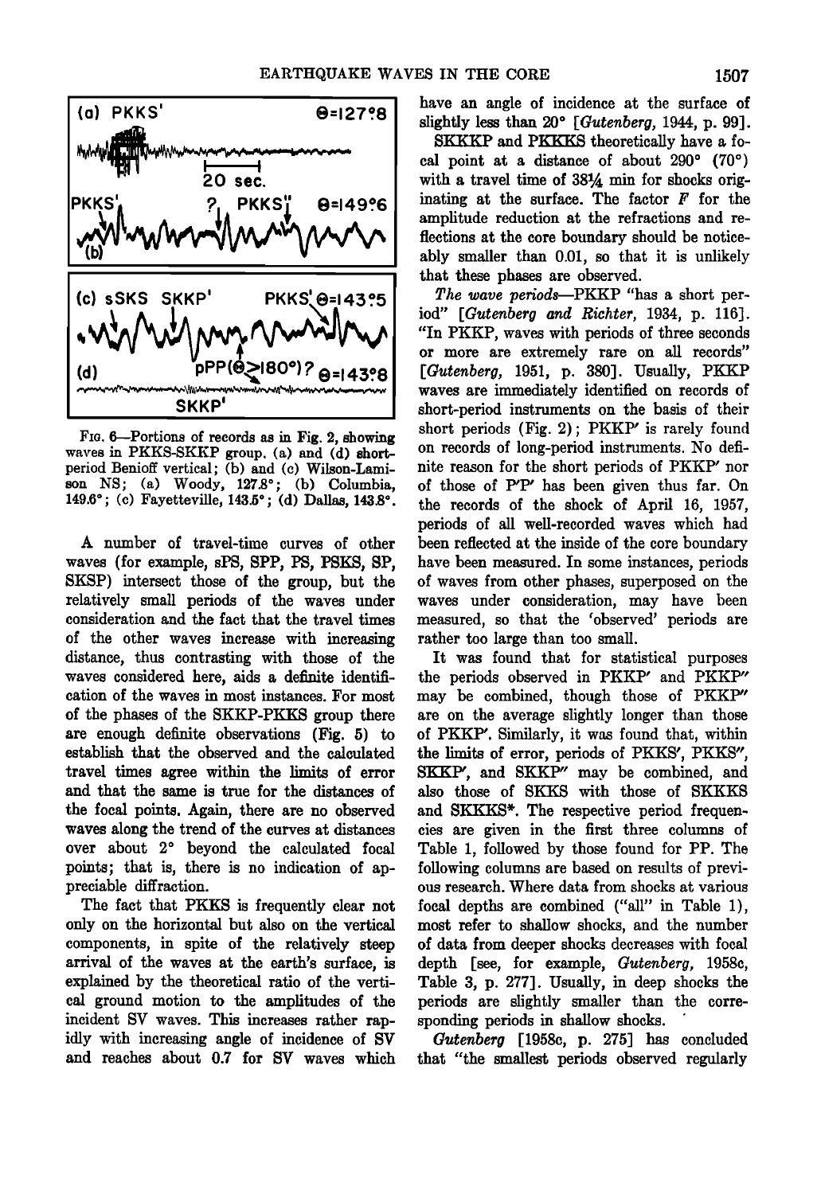(a) PKKS' Θ=127°.8

20 sec.

PKKS' ? PKKS'' Θ=149°.6

(b)

(c) sSKS SKKP' PKKS' Θ=143°.5

(d) pPP(Θ>180°)? Θ=143°.8

SKKP'

FIG. 6—Portions of records as in Fig. 2, showing waves in PKKS-SKKP group. (a) and (d) short-period Benioff vertical; (b) and (c) Wilson-Lamison NS; (a) Woody, 127.8°; (b) Columbia, 149.6°; (c) Fayetteville, 143.5°; (d) Dallas, 143.8°.

A number of travel-time curves of other waves (for example, sPS, SPP, PS, PSKS, SP, SKSP) intersect those of the group, but the relatively small periods of the waves under consideration and the fact that the travel times of the other waves increase with increasing distance, thus contrasting with those of the waves considered here, aids a definite identification of the waves in most instances. For most of the phases of the SKKP-PKKS group there are enough definite observations (Fig. 5) to establish that the observed and the calculated travel times agree within the limits of error and that the same is true for the distances of the focal points. Again, there are no observed waves along the trend of the curves at distances over about 2° beyond the calculated focal points; that is, there is no indication of appreciable diffraction.

The fact that PKKS is frequently clear not only on the horizontal but also on the vertical components, in spite of the relatively steep arrival of the waves at the earth's surface, is explained by the theoretical ratio of the vertical ground motion to the amplitudes of the incident SV waves. This increases rather rapidly with increasing angle of incidence of SV and reaches about 0.7 for SV waves which have an angle of incidence at the surface of slightly less than 20° [*Gutenberg*, 1944, p. 99].

SKKKP and PKKKS theoretically have a focal point at a distance of about 290° (70°) with a travel time of 38¼ min for shocks originating at the surface. The factor $F$ for the amplitude reduction at the refractions and reflections at the core boundary should be noticeably smaller than 0.01, so that it is unlikely that these phases are observed.

*The wave periods*—PKKP "has a short period" [*Gutenberg and Richter*, 1934, p. 116]. "In PKKP, waves with periods of three seconds or more are extremely rare on all records" [*Gutenberg*, 1951, p. 380]. Usually, PKKP waves are immediately identified on records of short-period instruments on the basis of their short periods (Fig. 2); PKKP' is rarely found on records of long-period instruments. No definite reason for the short periods of PKKP' nor of those of P'P' has been given thus far. On the records of the shock of April 16, 1957, periods of all well-recorded waves which had been reflected at the inside of the core boundary have been measured. In some instances, periods of waves from other phases, superposed on the waves under consideration, may have been measured, so that the 'observed' periods are rather too large than too small.

It was found that for statistical purposes the periods observed in PKKP' and PKKP'' may be combined, though those of PKKP'' are on the average slightly longer than those of PKKP'. Similarly, it was found that, within the limits of error, periods of PKKS', PKKS'', SKKP', and SKKP'' may be combined, and also those of SKKS with those of SKKKS and SKKKS*. The respective period frequencies are given in the first three columns of Table 1, followed by those found for PP. The following columns are based on results of previous research. Where data from shocks at various focal depths are combined ("all" in Table 1), most refer to shallow shocks, and the number of data from deeper shocks decreases with focal depth [see, for example, *Gutenberg*, 1958c, Table 3, p. 277]. Usually, in deep shocks the periods are slightly smaller than the corresponding periods in shallow shocks.

*Gutenberg* [1958c, p. 275] has concluded that "the smallest periods observed regularly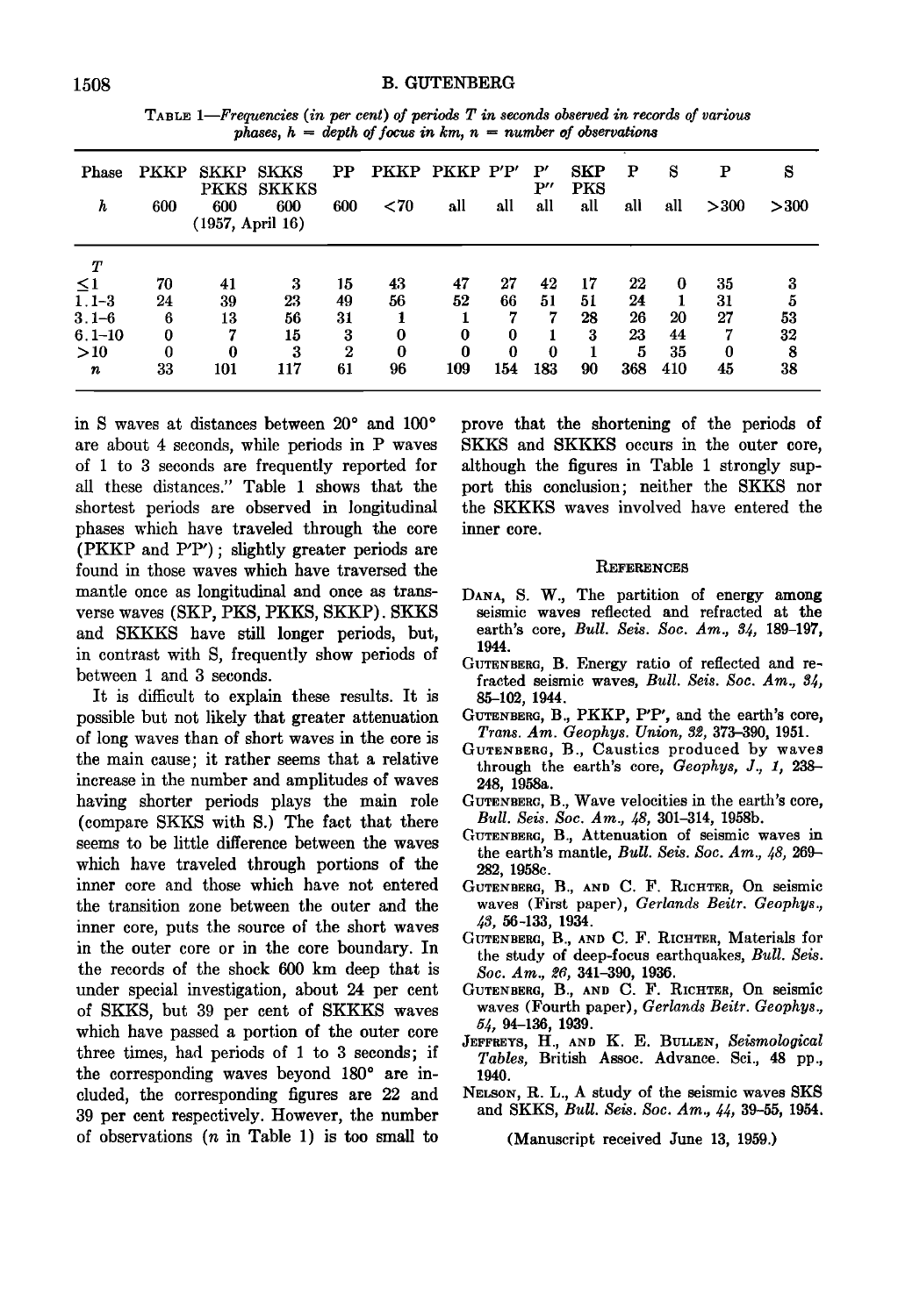TABLE 1—*Frequencies (in per cent) of periods T in seconds observed in records of various phases, h = depth of focus in km, n = number of observations*

| Phase | PKKP | SKKP PKKS | SKKS SKKKS | PP | PKKP | PKKP | P'P' | P' P'' | SKP PKS | P | S | P | S |
|---|---|---|---|---|---|---|---|---|---|---|---|---|---|
| $h$ | 600 | 600 (1957, April 16) | 600 | 600 | <70 | all | all | all | all | all | all | >300 | >300 |
| $T$ | | | | | | | | | | | | | |
| ≤1 | 70 | 41 | 3 | 15 | 43 | 47 | 27 | 42 | 17 | 22 | 0 | 35 | 3 |
| 1.1–3 | 24 | 39 | 23 | 49 | 56 | 52 | 66 | 51 | 51 | 24 | 1 | 31 | 5 |
| 3.1–6 | 6 | 13 | 56 | 31 | 1 | 1 | 7 | 7 | 28 | 26 | 20 | 27 | 53 |
| 6.1–10 | 0 | 7 | 15 | 3 | 0 | 0 | 0 | 1 | 3 | 23 | 44 | 7 | 32 |
| >10 | 0 | 0 | 3 | 2 | 0 | 0 | 0 | 0 | 1 | 5 | 35 | 0 | 8 |
| $n$ | 33 | 101 | 117 | 61 | 96 | 109 | 154 | 183 | 90 | 368 | 410 | 45 | 38 |

in S waves at distances between 20° and 100° are about 4 seconds, while periods in P waves of 1 to 3 seconds are frequently reported for all these distances." Table 1 shows that the shortest periods are observed in longitudinal phases which have traveled through the core (PKKP and P'P'); slightly greater periods are found in those waves which have traversed the mantle once as longitudinal and once as transverse waves (SKP, PKS, PKKS, SKKP). SKKS and SKKKS have still longer periods, but, in contrast with S, frequently show periods of between 1 and 3 seconds.

It is difficult to explain these results. It is possible but not likely that greater attenuation of long waves than of short waves in the core is the main cause; it rather seems that a relative increase in the number and amplitudes of waves having shorter periods plays the main role (compare SKKS with S.) The fact that there seems to be little difference between the waves which have traveled through portions of the inner core and those which have not entered the transition zone between the outer and the inner core, puts the source of the short waves in the outer core or in the core boundary. In the records of the shock 600 km deep that is under special investigation, about 24 per cent of SKKS, but 39 per cent of SKKKS waves which have passed a portion of the outer core three times, had periods of 1 to 3 seconds; if the corresponding waves beyond 180° are included, the corresponding figures are 22 and 39 per cent respectively. However, the number of observations ($n$ in Table 1) is too small to prove that the shortening of the periods of SKKS and SKKKS occurs in the outer core, although the figures in Table 1 strongly support this conclusion; neither the SKKS nor the SKKKS waves involved have entered the inner core.

## References

DANA, S. W., The partition of energy among seismic waves reflected and refracted at the earth's core, *Bull. Seis. Soc. Am., 34*, 189–197, 1944.

GUTENBERG, B. Energy ratio of reflected and refracted seismic waves, *Bull. Seis. Soc. Am., 34*, 85–102, 1944.

GUTENBERG, B., PKKP, P'P', and the earth's core, *Trans. Am. Geophys. Union, 32*, 373–390, 1951.

GUTENBERG, B., Caustics produced by waves through the earth's core, *Geophys, J., 1*, 238–248, 1958a.

GUTENBERG, B., Wave velocities in the earth's core, *Bull. Seis. Soc. Am., 48*, 301–314, 1958b.

GUTENBERG, B., Attenuation of seismic waves in the earth's mantle, *Bull. Seis. Soc. Am., 48*, 269–282, 1958c.

GUTENBERG, B., AND C. F. RICHTER, On seismic waves (First paper), *Gerlands Beitr. Geophys., 43*, 56–133, 1934.

GUTENBERG, B., AND C. F. RICHTER, Materials for the study of deep-focus earthquakes, *Bull. Seis. Soc. Am., 26*, 341–390, 1936.

GUTENBERG, B., AND C. F. RICHTER, On seismic waves (Fourth paper), *Gerlands Beitr. Geophys., 54*, 94–136, 1939.

JEFFREYS, H., AND K. E. BULLEN, *Seismological Tables*, British Assoc. Advance. Sci., 48 pp., 1940.

NELSON, R. L., A study of the seismic waves SKS and SKKS, *Bull. Seis. Soc. Am., 44*, 39–55, 1954.

(Manuscript received June 13, 1959.)